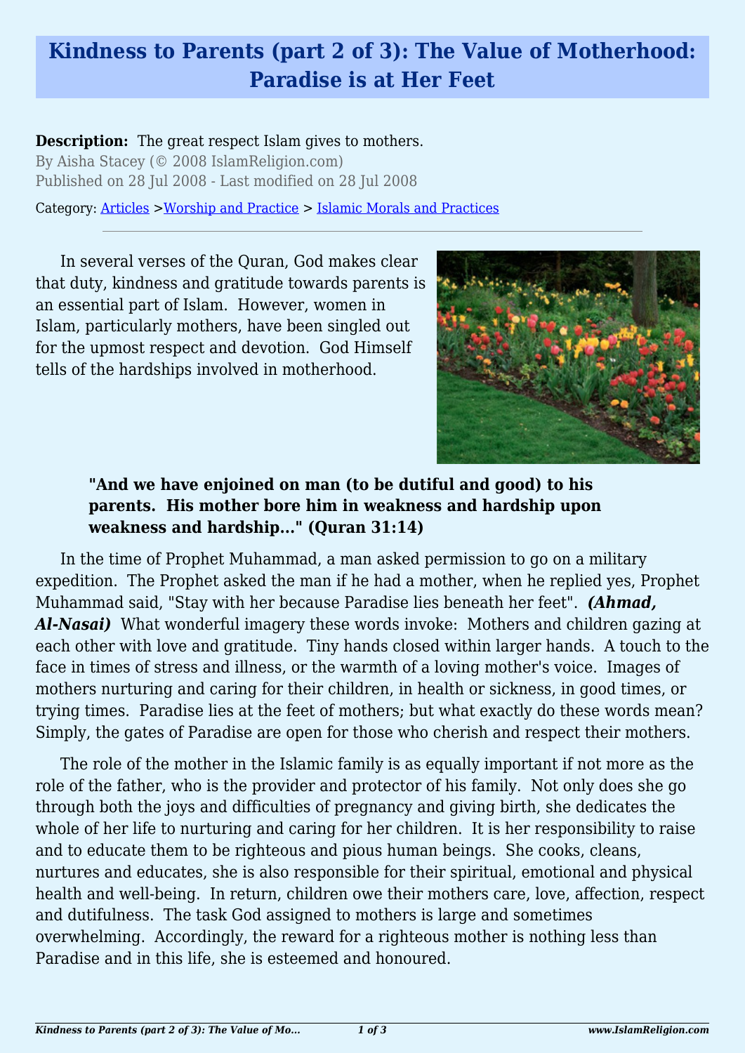# Kindness to Parents (part 2 of 3): The Value of Motherhood: Paradise is at Her Feet

**Description:** The great respect Islam gives to mothers.

By Aisha Stacey (© 2008 IslamReligion.com)

Published on 28 Jul 2008 - Last modified on 28 Jul 2008

Category: Articles >Worship and Practice > Islamic Morals and Practices

In several verses of the Quran, God makes clear that duty, kindness and gratitude towards parents is an essential part of Islam. However, women in Islam, particularly mothers, have been singled out for the upmost respect and devotion. God Himself tells of the hardships involved in motherhood.

> **"And we have enjoined on man (to be dutiful and good) to his parents. His mother bore him in weakness and hardship upon weakness and hardship…" (Quran 31:14)**

In the time of Prophet Muhammad, a man asked permission to go on a military expedition. The Prophet asked the man if he had a mother, when he replied yes, Prophet Muhammad said, "Stay with her because Paradise lies beneath her feet". ***(Ahmad, Al-Nasai)*** What wonderful imagery these words invoke: Mothers and children gazing at each other with love and gratitude. Tiny hands closed within larger hands. A touch to the face in times of stress and illness, or the warmth of a loving mother's voice. Images of mothers nurturing and caring for their children, in health or sickness, in good times, or trying times. Paradise lies at the feet of mothers; but what exactly do these words mean? Simply, the gates of Paradise are open for those who cherish and respect their mothers.

The role of the mother in the Islamic family is as equally important if not more as the role of the father, who is the provider and protector of his family. Not only does she go through both the joys and difficulties of pregnancy and giving birth, she dedicates the whole of her life to nurturing and caring for her children. It is her responsibility to raise and to educate them to be righteous and pious human beings. She cooks, cleans, nurtures and educates, she is also responsible for their spiritual, emotional and physical health and well-being. In return, children owe their mothers care, love, affection, respect and dutifulness. The task God assigned to mothers is large and sometimes overwhelming. Accordingly, the reward for a righteous mother is nothing less than Paradise and in this life, she is esteemed and honoured.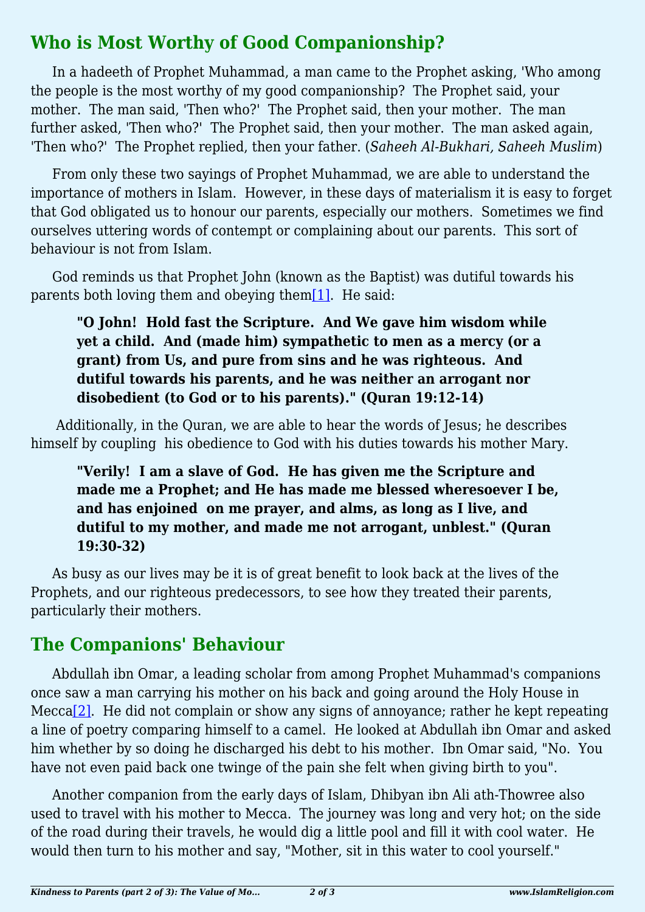## Who is Most Worthy of Good Companionship?

In a hadeeth of Prophet Muhammad, a man came to the Prophet asking, 'Who among the people is the most worthy of my good companionship? The Prophet said, your mother. The man said, 'Then who?' The Prophet said, then your mother. The man further asked, 'Then who?' The Prophet said, then your mother. The man asked again, 'Then who?' The Prophet replied, then your father. (*Saheeh Al-Bukhari, Saheeh Muslim*)

From only these two sayings of Prophet Muhammad, we are able to understand the importance of mothers in Islam. However, in these days of materialism it is easy to forget that God obligated us to honour our parents, especially our mothers. Sometimes we find ourselves uttering words of contempt or complaining about our parents. This sort of behaviour is not from Islam.

God reminds us that Prophet John (known as the Baptist) was dutiful towards his parents both loving them and obeying them[1]. He said:

> **"O John! Hold fast the Scripture. And We gave him wisdom while yet a child. And (made him) sympathetic to men as a mercy (or a grant) from Us, and pure from sins and he was righteous. And dutiful towards his parents, and he was neither an arrogant nor disobedient (to God or to his parents)." (Quran 19:12-14)**

Additionally, in the Quran, we are able to hear the words of Jesus; he describes himself by coupling his obedience to God with his duties towards his mother Mary.

> **"Verily! I am a slave of God. He has given me the Scripture and made me a Prophet; and He has made me blessed wheresoever I be, and has enjoined on me prayer, and alms, as long as I live, and dutiful to my mother, and made me not arrogant, unblest." (Quran 19:30-32)**

As busy as our lives may be it is of great benefit to look back at the lives of the Prophets, and our righteous predecessors, to see how they treated their parents, particularly their mothers.

## The Companions' Behaviour

Abdullah ibn Omar, a leading scholar from among Prophet Muhammad's companions once saw a man carrying his mother on his back and going around the Holy House in Mecca[2]. He did not complain or show any signs of annoyance; rather he kept repeating a line of poetry comparing himself to a camel. He looked at Abdullah ibn Omar and asked him whether by so doing he discharged his debt to his mother. Ibn Omar said, "No. You have not even paid back one twinge of the pain she felt when giving birth to you".

Another companion from the early days of Islam, Dhibyan ibn Ali ath-Thowree also used to travel with his mother to Mecca. The journey was long and very hot; on the side of the road during their travels, he would dig a little pool and fill it with cool water. He would then turn to his mother and say, "Mother, sit in this water to cool yourself."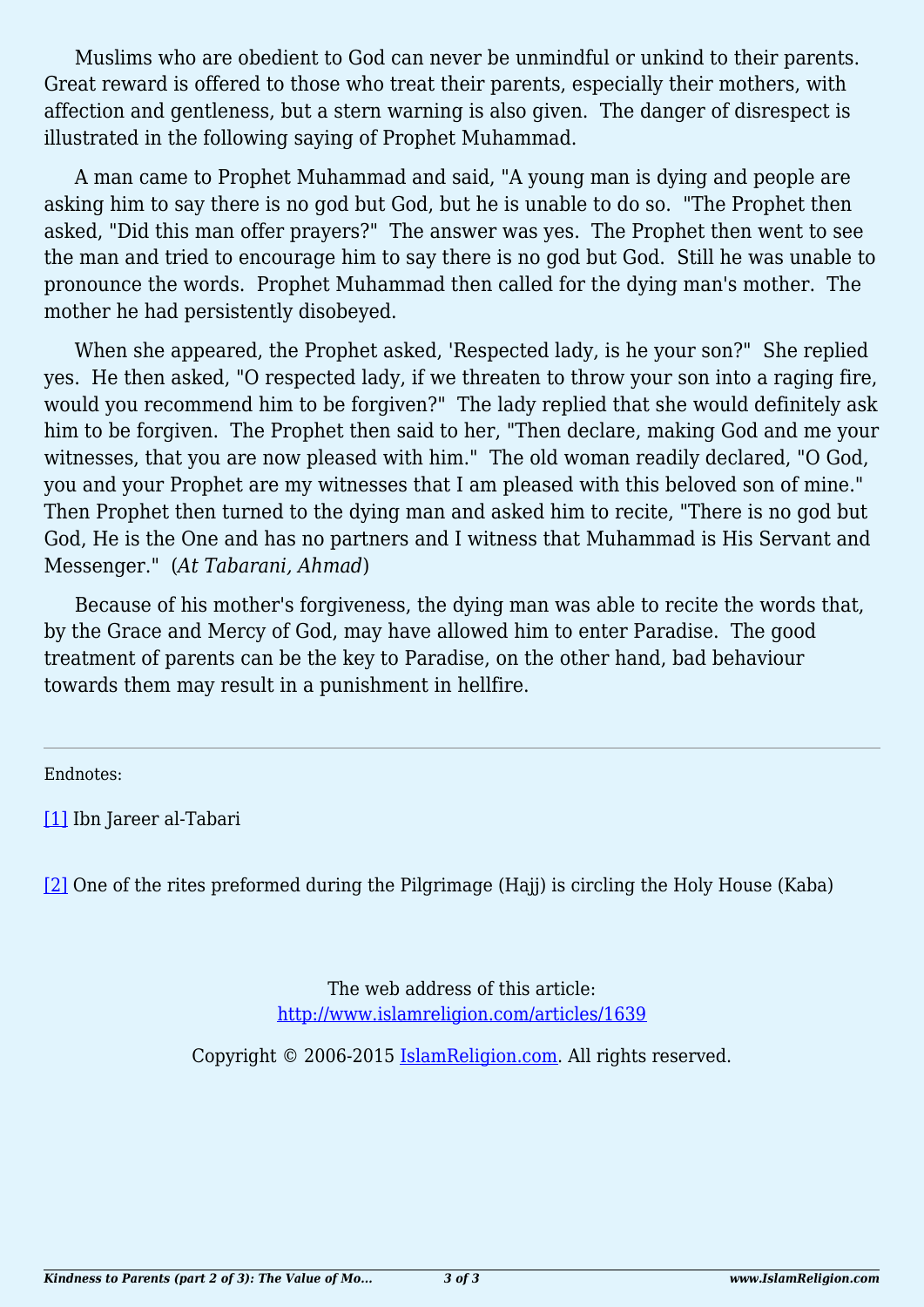Muslims who are obedient to God can never be unmindful or unkind to their parents. Great reward is offered to those who treat their parents, especially their mothers, with affection and gentleness, but a stern warning is also given. The danger of disrespect is illustrated in the following saying of Prophet Muhammad.

A man came to Prophet Muhammad and said, "A young man is dying and people are asking him to say there is no god but God, but he is unable to do so. "The Prophet then asked, "Did this man offer prayers?" The answer was yes. The Prophet then went to see the man and tried to encourage him to say there is no god but God. Still he was unable to pronounce the words. Prophet Muhammad then called for the dying man's mother. The mother he had persistently disobeyed.

When she appeared, the Prophet asked, 'Respected lady, is he your son?" She replied yes. He then asked, "O respected lady, if we threaten to throw your son into a raging fire, would you recommend him to be forgiven?" The lady replied that she would definitely ask him to be forgiven. The Prophet then said to her, "Then declare, making God and me your witnesses, that you are now pleased with him." The old woman readily declared, "O God, you and your Prophet are my witnesses that I am pleased with this beloved son of mine." Then Prophet then turned to the dying man and asked him to recite, "There is no god but God, He is the One and has no partners and I witness that Muhammad is His Servant and Messenger." (*At Tabarani, Ahmad*)

Because of his mother's forgiveness, the dying man was able to recite the words that, by the Grace and Mercy of God, may have allowed him to enter Paradise. The good treatment of parents can be the key to Paradise, on the other hand, bad behaviour towards them may result in a punishment in hellfire.

---

Endnotes:

[1] Ibn Jareer al-Tabari

[2] One of the rites preformed during the Pilgrimage (Hajj) is circling the Holy House (Kaba)

The web address of this article:
http://www.islamreligion.com/articles/1639

Copyright © 2006-2015 IslamReligion.com. All rights reserved.